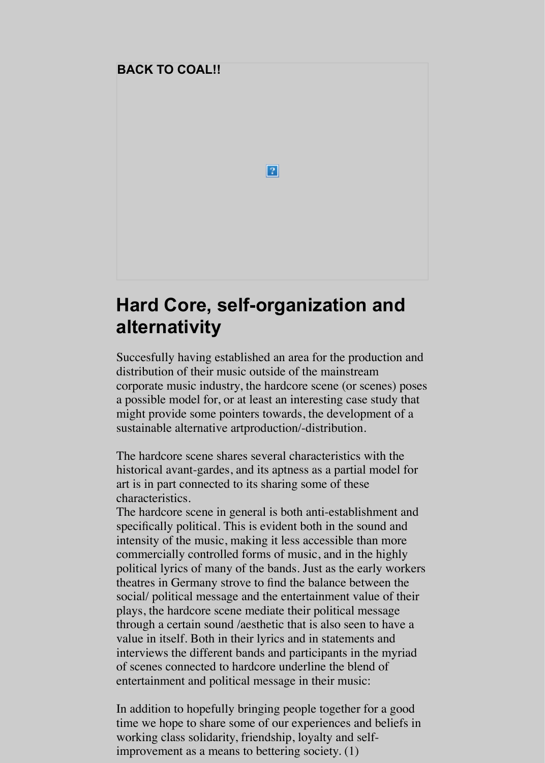**BACK TO COAL!!**

# Hard Core, self-organization and alternativity

Succesfully having established an area for the production and distribution of their music outside of the mainstream corporate music industry, the hardcore scene (or scenes) poses a possible model for, or at least an interesting case study that might provide some pointers towards, the development of a sustainable alternative artproduction/-distribution.

The hardcore scene shares several characteristics with the historical avant-gardes, and its aptness as a partial model for art is in part connected to its sharing some of these characteristics.
The hardcore scene in general is both anti-establishment and specifically political. This is evident both in the sound and intensity of the music, making it less accessible than more commercially controlled forms of music, and in the highly political lyrics of many of the bands. Just as the early workers theatres in Germany strove to find the balance between the social/ political message and the entertainment value of their plays, the hardcore scene mediate their political message through a certain sound /aesthetic that is also seen to have a value in itself. Both in their lyrics and in statements and interviews the different bands and participants in the myriad of scenes connected to hardcore underline the blend of entertainment and political message in their music:

In addition to hopefully bringing people together for a good time we hope to share some of our experiences and beliefs in working class solidarity, friendship, loyalty and self-improvement as a means to bettering society. (1)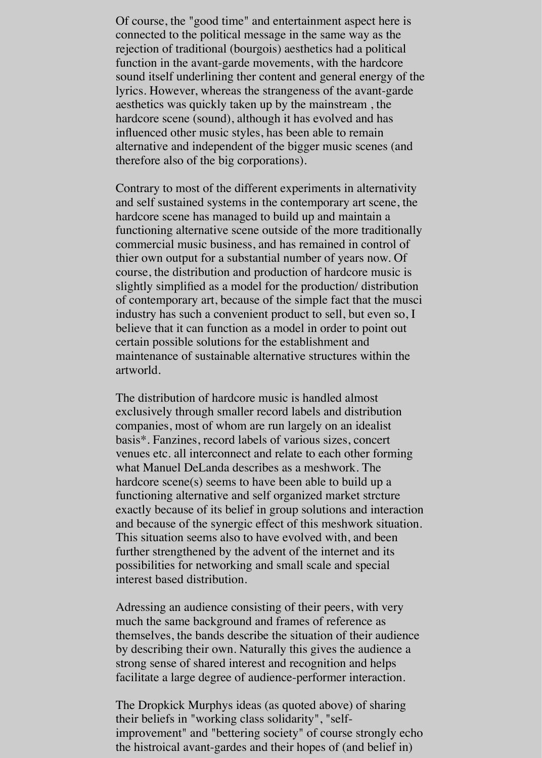Of course, the "good time" and entertainment aspect here is connected to the political message in the same way as the rejection of traditional (bourgois) aesthetics had a political function in the avant-garde movements, with the hardcore sound itself underlining ther content and general energy of the lyrics. However, whereas the strangeness of the avant-garde aesthetics was quickly taken up by the mainstream , the hardcore scene (sound), although it has evolved and has influenced other music styles, has been able to remain alternative and independent of the bigger music scenes (and therefore also of the big corporations).

Contrary to most of the different experiments in alternativity and self sustained systems in the contemporary art scene, the hardcore scene has managed to build up and maintain a functioning alternative scene outside of the more traditionally commercial music business, and has remained in control of thier own output for a substantial number of years now. Of course, the distribution and production of hardcore music is slightly simplified as a model for the production/ distribution of contemporary art, because of the simple fact that the musci industry has such a convenient product to sell, but even so, I believe that it can function as a model in order to point out certain possible solutions for the establishment and maintenance of sustainable alternative structures within the artworld.

The distribution of hardcore music is handled almost exclusively through smaller record labels and distribution companies, most of whom are run largely on an idealist basis*. Fanzines, record labels of various sizes, concert venues etc. all interconnect and relate to each other forming what Manuel DeLanda describes as a meshwork. The hardcore scene(s) seems to have been able to build up a functioning alternative and self organized market strcture exactly because of its belief in group solutions and interaction and because of the synergic effect of this meshwork situation. This situation seems also to have evolved with, and been further strengthened by the advent of the internet and its possibilities for networking and small scale and special interest based distribution.

Adressing an audience consisting of their peers, with very much the same background and frames of reference as themselves, the bands describe the situation of their audience by describing their own. Naturally this gives the audience a strong sense of shared interest and recognition and helps facilitate a large degree of audience-performer interaction.

The Dropkick Murphys ideas (as quoted above) of sharing their beliefs in "working class solidarity", "self-improvement" and "bettering society" of course strongly echo the histroical avant-gardes and their hopes of (and belief in)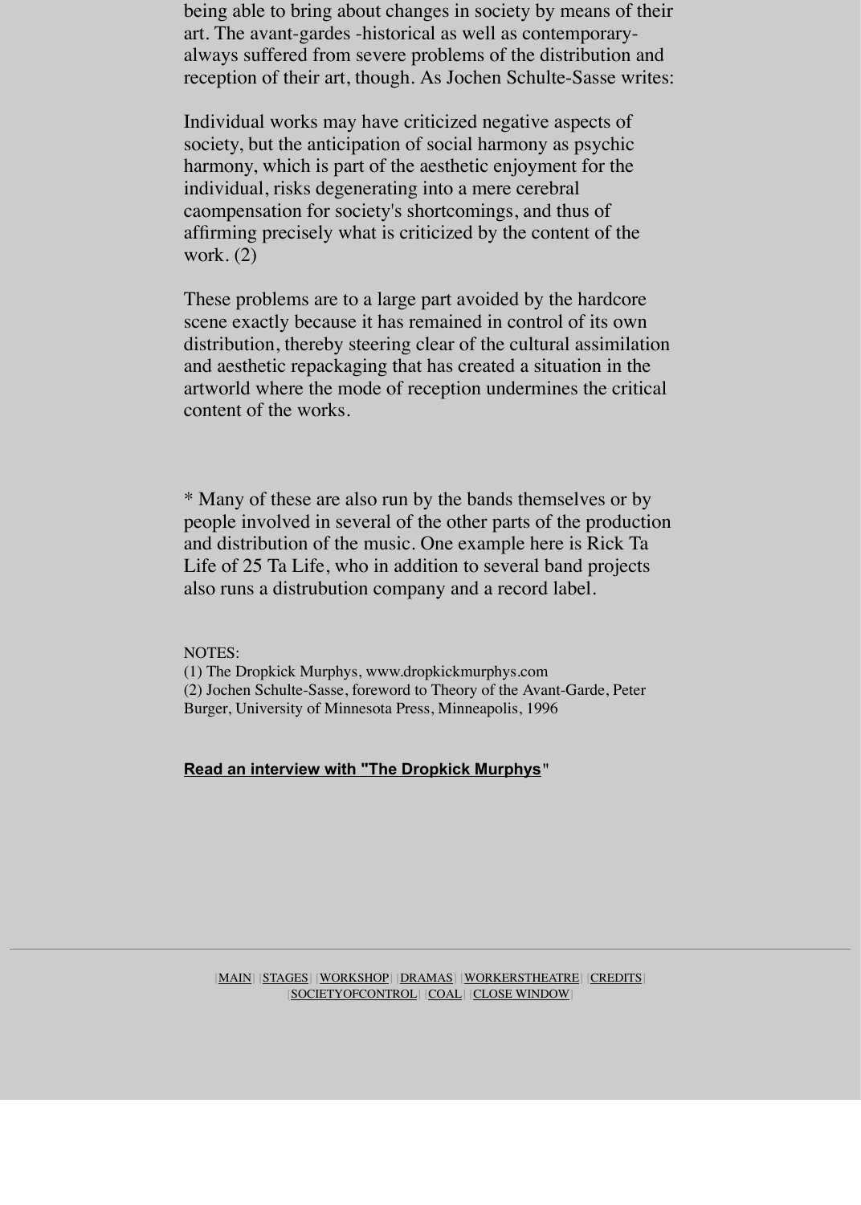being able to bring about changes in society by means of their art. The avant-gardes -historical as well as contemporary- always suffered from severe problems of the distribution and reception of their art, though. As Jochen Schulte-Sasse writes:

Individual works may have criticized negative aspects of society, but the anticipation of social harmony as psychic harmony, which is part of the aesthetic enjoyment for the individual, risks degenerating into a mere cerebral caompensation for society's shortcomings, and thus of affirming precisely what is criticized by the content of the work. (2)

These problems are to a large part avoided by the hardcore scene exactly because it has remained in control of its own distribution, thereby steering clear of the cultural assimilation and aesthetic repackaging that has created a situation in the artworld where the mode of reception undermines the critical content of the works.

* Many of these are also run by the bands themselves or by people involved in several of the other parts of the production and distribution of the music. One example here is Rick Ta Life of 25 Ta Life, who in addition to several band projects also runs a distrubution company and a record label.

NOTES:
(1) The Dropkick Murphys, www.dropkickmurphys.com
(2) Jochen Schulte-Sasse, foreword to Theory of the Avant-Garde, Peter Burger, University of Minnesota Press, Minneapolis, 1996

**Read an interview with "The Dropkick Murphys"**

|MAIN| |STAGES| |WORKSHOP| |DRAMAS| |WORKERSTHEATRE| |CREDITS|
|SOCIETYOFCONTROL| |COAL| |CLOSE WINDOW|